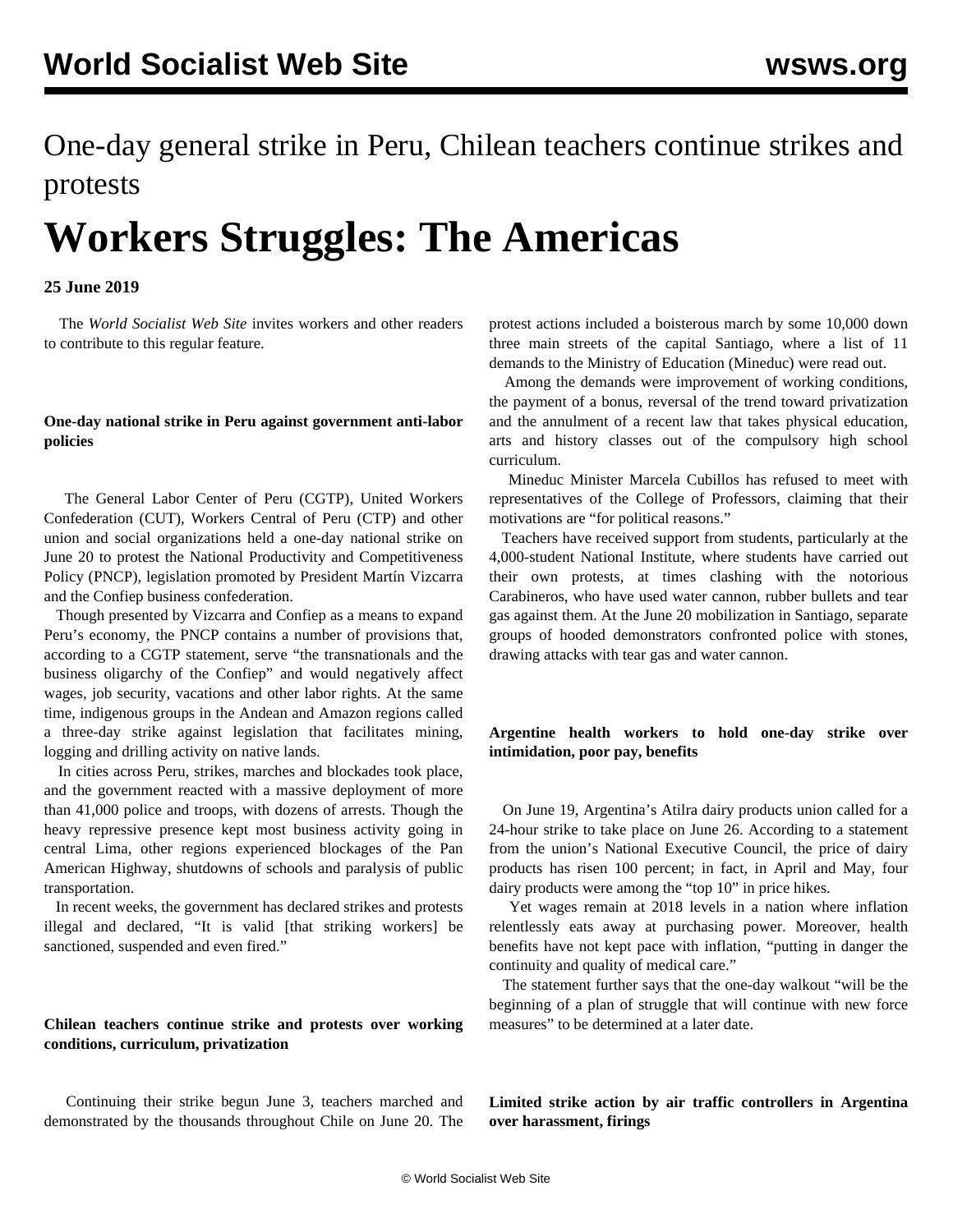One-day general strike in Peru, Chilean teachers continue strikes and protests

# Workers Struggles: The Americas

**25 June 2019**

The *World Socialist Web Site* invites workers and other readers to contribute to this regular feature.

**One-day national strike in Peru against government anti-labor policies**

The General Labor Center of Peru (CGTP), United Workers Confederation (CUT), Workers Central of Peru (CTP) and other union and social organizations held a one-day national strike on June 20 to protest the National Productivity and Competitiveness Policy (PNCP), legislation promoted by President Martín Vizcarra and the Confiep business confederation.

Though presented by Vizcarra and Confiep as a means to expand Peru's economy, the PNCP contains a number of provisions that, according to a CGTP statement, serve "the transnationals and the business oligarchy of the Confiep" and would negatively affect wages, job security, vacations and other labor rights. At the same time, indigenous groups in the Andean and Amazon regions called a three-day strike against legislation that facilitates mining, logging and drilling activity on native lands.

In cities across Peru, strikes, marches and blockades took place, and the government reacted with a massive deployment of more than 41,000 police and troops, with dozens of arrests. Though the heavy repressive presence kept most business activity going in central Lima, other regions experienced blockages of the Pan American Highway, shutdowns of schools and paralysis of public transportation.

In recent weeks, the government has declared strikes and protests illegal and declared, "It is valid [that striking workers] be sanctioned, suspended and even fired."

**Chilean teachers continue strike and protests over working conditions, curriculum, privatization**

Continuing their strike begun June 3, teachers marched and demonstrated by the thousands throughout Chile on June 20. The protest actions included a boisterous march by some 10,000 down three main streets of the capital Santiago, where a list of 11 demands to the Ministry of Education (Mineduc) were read out.

Among the demands were improvement of working conditions, the payment of a bonus, reversal of the trend toward privatization and the annulment of a recent law that takes physical education, arts and history classes out of the compulsory high school curriculum.

Mineduc Minister Marcela Cubillos has refused to meet with representatives of the College of Professors, claiming that their motivations are "for political reasons."

Teachers have received support from students, particularly at the 4,000-student National Institute, where students have carried out their own protests, at times clashing with the notorious Carabineros, who have used water cannon, rubber bullets and tear gas against them. At the June 20 mobilization in Santiago, separate groups of hooded demonstrators confronted police with stones, drawing attacks with tear gas and water cannon.

**Argentine health workers to hold one-day strike over intimidation, poor pay, benefits**

On June 19, Argentina's Atilra dairy products union called for a 24-hour strike to take place on June 26. According to a statement from the union's National Executive Council, the price of dairy products has risen 100 percent; in fact, in April and May, four dairy products were among the "top 10" in price hikes.

Yet wages remain at 2018 levels in a nation where inflation relentlessly eats away at purchasing power. Moreover, health benefits have not kept pace with inflation, "putting in danger the continuity and quality of medical care."

The statement further says that the one-day walkout "will be the beginning of a plan of struggle that will continue with new force measures" to be determined at a later date.

**Limited strike action by air traffic controllers in Argentina over harassment, firings**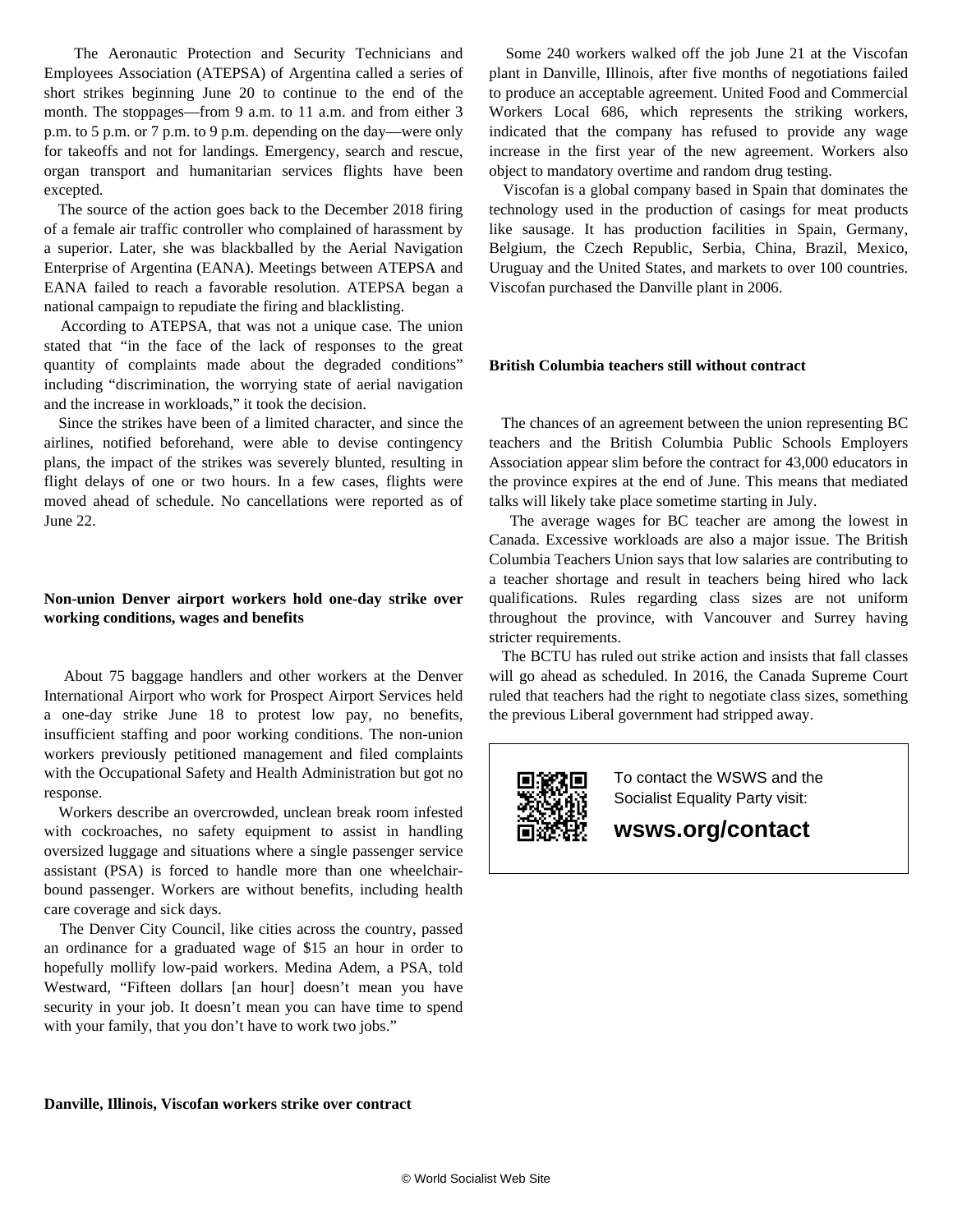The Aeronautic Protection and Security Technicians and Employees Association (ATEPSA) of Argentina called a series of short strikes beginning June 20 to continue to the end of the month. The stoppages—from 9 a.m. to 11 a.m. and from either 3 p.m. to 5 p.m. or 7 p.m. to 9 p.m. depending on the day—were only for takeoffs and not for landings. Emergency, search and rescue, organ transport and humanitarian services flights have been excepted.

The source of the action goes back to the December 2018 firing of a female air traffic controller who complained of harassment by a superior. Later, she was blackballed by the Aerial Navigation Enterprise of Argentina (EANA). Meetings between ATEPSA and EANA failed to reach a favorable resolution. ATEPSA began a national campaign to repudiate the firing and blacklisting.

According to ATEPSA, that was not a unique case. The union stated that "in the face of the lack of responses to the great quantity of complaints made about the degraded conditions" including "discrimination, the worrying state of aerial navigation and the increase in workloads," it took the decision.

Since the strikes have been of a limited character, and since the airlines, notified beforehand, were able to devise contingency plans, the impact of the strikes was severely blunted, resulting in flight delays of one or two hours. In a few cases, flights were moved ahead of schedule. No cancellations were reported as of June 22.

**Non-union Denver airport workers hold one-day strike over working conditions, wages and benefits**

About 75 baggage handlers and other workers at the Denver International Airport who work for Prospect Airport Services held a one-day strike June 18 to protest low pay, no benefits, insufficient staffing and poor working conditions. The non-union workers previously petitioned management and filed complaints with the Occupational Safety and Health Administration but got no response.

Workers describe an overcrowded, unclean break room infested with cockroaches, no safety equipment to assist in handling oversized luggage and situations where a single passenger service assistant (PSA) is forced to handle more than one wheelchair-bound passenger. Workers are without benefits, including health care coverage and sick days.

The Denver City Council, like cities across the country, passed an ordinance for a graduated wage of $15 an hour in order to hopefully mollify low-paid workers. Medina Adem, a PSA, told Westward, "Fifteen dollars [an hour] doesn't mean you have security in your job. It doesn't mean you can have time to spend with your family, that you don't have to work two jobs."

**Danville, Illinois, Viscofan workers strike over contract**

Some 240 workers walked off the job June 21 at the Viscofan plant in Danville, Illinois, after five months of negotiations failed to produce an acceptable agreement. United Food and Commercial Workers Local 686, which represents the striking workers, indicated that the company has refused to provide any wage increase in the first year of the new agreement. Workers also object to mandatory overtime and random drug testing.

Viscofan is a global company based in Spain that dominates the technology used in the production of casings for meat products like sausage. It has production facilities in Spain, Germany, Belgium, the Czech Republic, Serbia, China, Brazil, Mexico, Uruguay and the United States, and markets to over 100 countries. Viscofan purchased the Danville plant in 2006.

**British Columbia teachers still without contract**

The chances of an agreement between the union representing BC teachers and the British Columbia Public Schools Employers Association appear slim before the contract for 43,000 educators in the province expires at the end of June. This means that mediated talks will likely take place sometime starting in July.

The average wages for BC teacher are among the lowest in Canada. Excessive workloads are also a major issue. The British Columbia Teachers Union says that low salaries are contributing to a teacher shortage and result in teachers being hired who lack qualifications. Rules regarding class sizes are not uniform throughout the province, with Vancouver and Surrey having stricter requirements.

The BCTU has ruled out strike action and insists that fall classes will go ahead as scheduled. In 2016, the Canada Supreme Court ruled that teachers had the right to negotiate class sizes, something the previous Liberal government had stripped away.

To contact the WSWS and the Socialist Equality Party visit:

**wsws.org/contact**